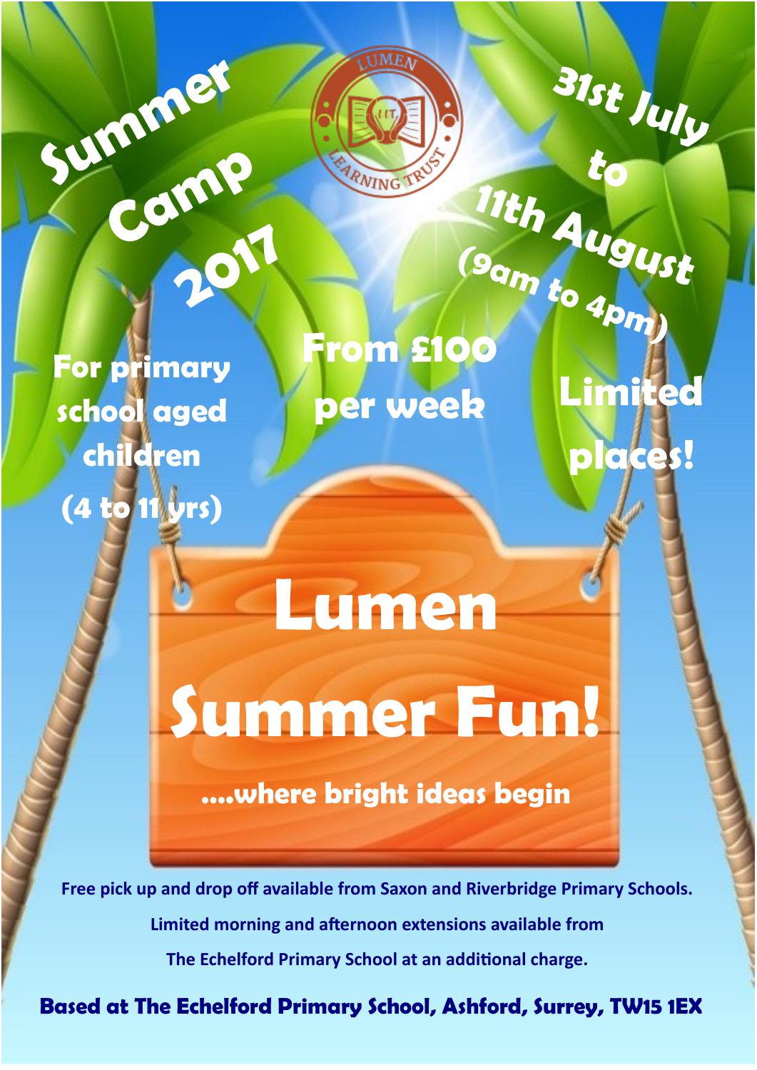# Summer Camp 2017

LUMEN LEARNING TRUST

**31st July to 11th August (9am to 4pm)**

**For primary school aged children (4 to 11 yrs)**

**From £100 per week**

**Limited places!**

# Lumen Summer Fun!

**....where bright ideas begin**

**Free pick up and drop off available from Saxon and Riverbridge Primary Schools.**

**Limited morning and afternoon extensions available from The Echelford Primary School at an additional charge.**

**Based at The Echelford Primary School, Ashford, Surrey, TW15 1EX**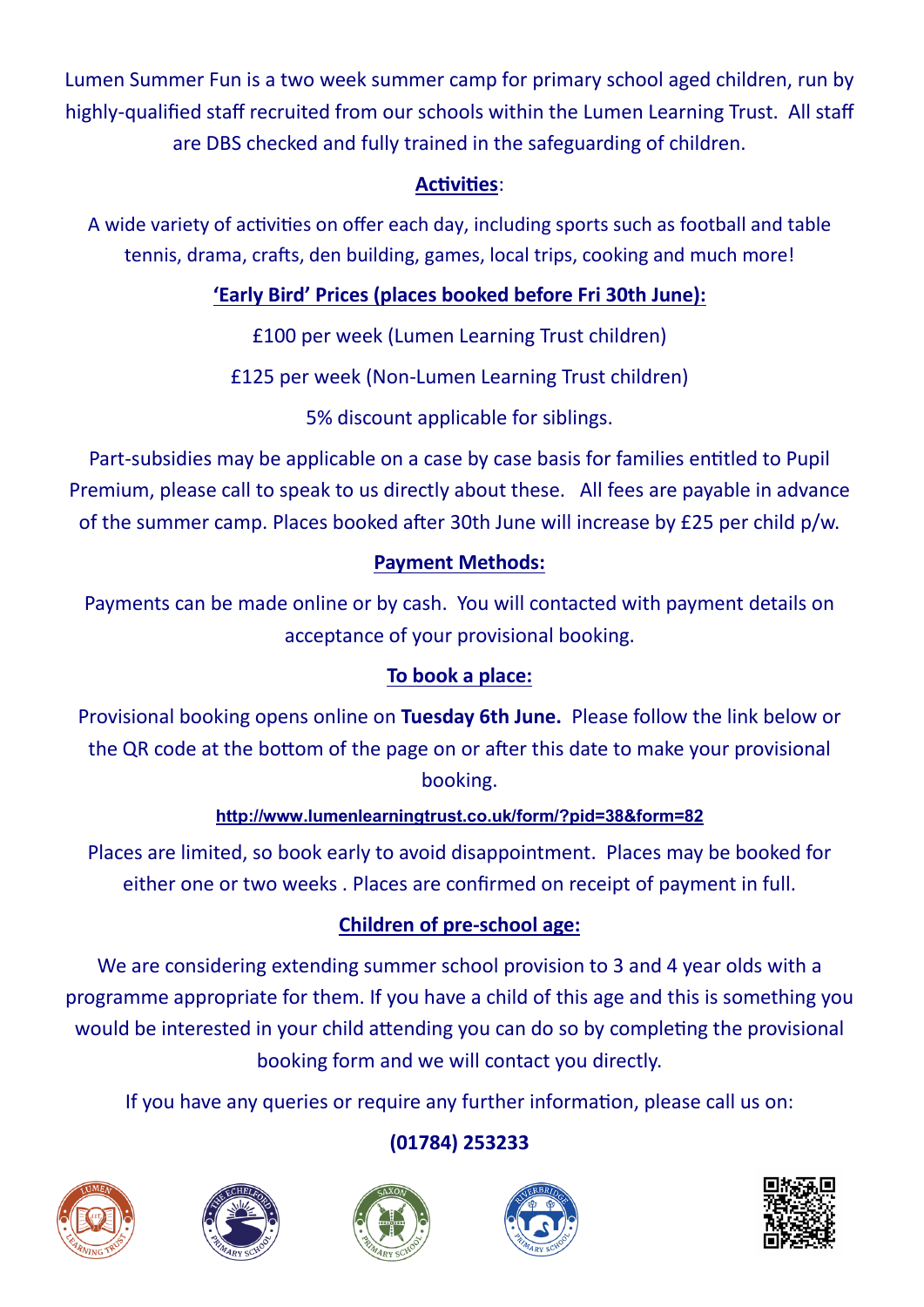Lumen Summer Fun is a two week summer camp for primary school aged children, run by highly-qualified staff recruited from our schools within the Lumen Learning Trust. All staff are DBS checked and fully trained in the safeguarding of children.

**Activities**:

A wide variety of activities on offer each day, including sports such as football and table tennis, drama, crafts, den building, games, local trips, cooking and much more!

**'Early Bird' Prices (places booked before Fri 30th June):**

£100 per week (Lumen Learning Trust children)

£125 per week (Non-Lumen Learning Trust children)

5% discount applicable for siblings.

Part-subsidies may be applicable on a case by case basis for families entitled to Pupil Premium, please call to speak to us directly about these. All fees are payable in advance of the summer camp. Places booked after 30th June will increase by £25 per child p/w.

**Payment Methods:**

Payments can be made online or by cash. You will contacted with payment details on acceptance of your provisional booking.

**To book a place:**

Provisional booking opens online on **Tuesday 6th June.** Please follow the link below or the QR code at the bottom of the page on or after this date to make your provisional booking.

**http://www.lumenlearningtrust.co.uk/form/?pid=38&form=82**

Places are limited, so book early to avoid disappointment. Places may be booked for either one or two weeks . Places are confirmed on receipt of payment in full.

**Children of pre-school age:**

We are considering extending summer school provision to 3 and 4 year olds with a programme appropriate for them. If you have a child of this age and this is something you would be interested in your child attending you can do so by completing the provisional booking form and we will contact you directly.

If you have any queries or require any further information, please call us on:

**(01784) 253233**